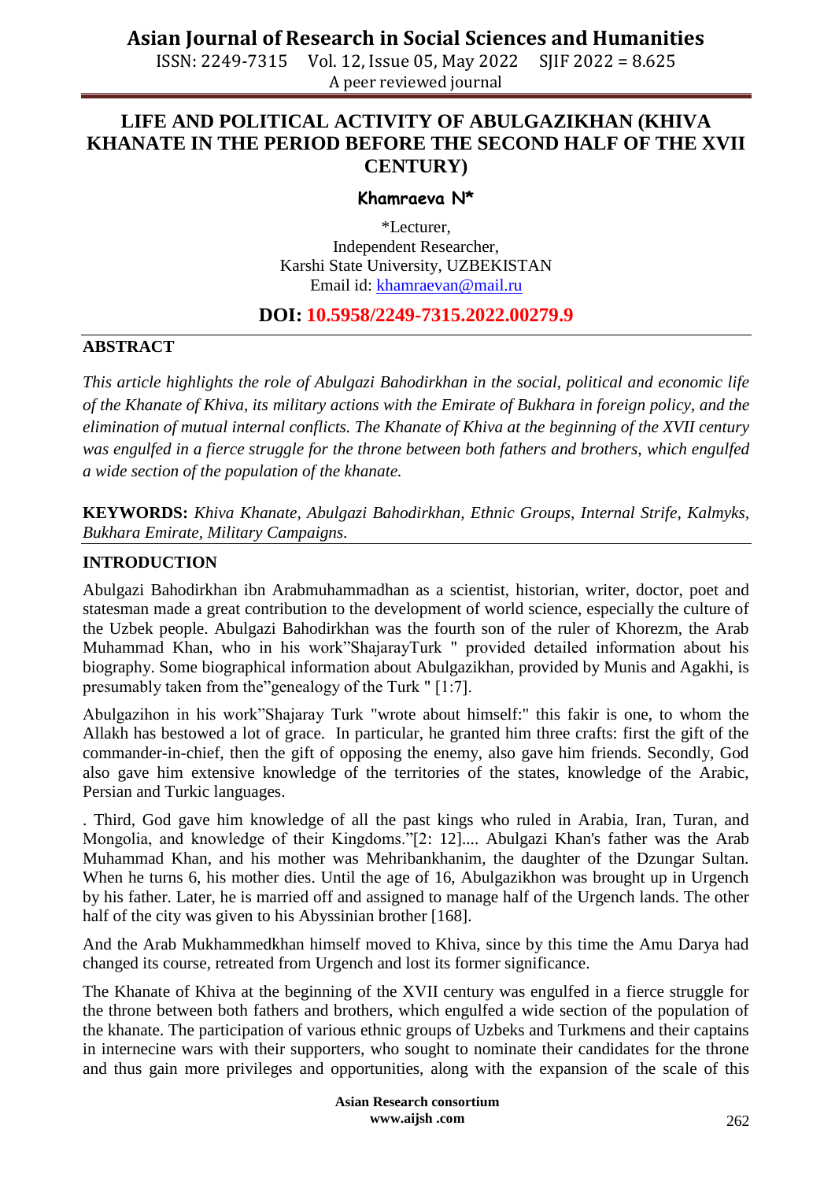# LIFE AND POLITICAL ACTIVITY OF ABULGAZIKHAN (KHIVA KHANATE IN THE PERIOD BEFORE THE SECOND HALF OF THE XVII CENTURY)

**Khamraeva N***

*Lecturer,
Independent Researcher,
Karshi State University, UZBEKISTAN
Email id: khamraevan@mail.ru

**DOI: 10.5958/2249-7315.2022.00279.9**

## ABSTRACT

*This article highlights the role of Abulgazi Bahodirkhan in the social, political and economic life of the Khanate of Khiva, its military actions with the Emirate of Bukhara in foreign policy, and the elimination of mutual internal conflicts. The Khanate of Khiva at the beginning of the XVII century was engulfed in a fierce struggle for the throne between both fathers and brothers, which engulfed a wide section of the population of the khanate.*

**KEYWORDS:** *Khiva Khanate, Abulgazi Bahodirkhan, Ethnic Groups, Internal Strife, Kalmyks, Bukhara Emirate, Military Campaigns.*

## INTRODUCTION

Abulgazi Bahodirkhan ibn Arabmuhammadhan as a scientist, historian, writer, doctor, poet and statesman made a great contribution to the development of world science, especially the culture of the Uzbek people. Abulgazi Bahodirkhan was the fourth son of the ruler of Khorezm, the Arab Muhammad Khan, who in his work"ShajarayTurk " provided detailed information about his biography. Some biographical information about Abulgazikhan, provided by Munis and Agakhi, is presumably taken from the"genealogy of the Turk " [1:7].

Abulgazihon in his work"Shajaray Turk "wrote about himself:" this fakir is one, to whom the Allakh has bestowed a lot of grace. In particular, he granted him three crafts: first the gift of the commander-in-chief, then the gift of opposing the enemy, also gave him friends. Secondly, God also gave him extensive knowledge of the territories of the states, knowledge of the Arabic, Persian and Turkic languages.

. Third, God gave him knowledge of all the past kings who ruled in Arabia, Iran, Turan, and Mongolia, and knowledge of their Kingdoms."[2: 12].... Abulgazi Khan's father was the Arab Muhammad Khan, and his mother was Mehribankhanim, the daughter of the Dzungar Sultan. When he turns 6, his mother dies. Until the age of 16, Abulgazikhon was brought up in Urgench by his father. Later, he is married off and assigned to manage half of the Urgench lands. The other half of the city was given to his Abyssinian brother [168].

And the Arab Mukhammedkhan himself moved to Khiva, since by this time the Amu Darya had changed its course, retreated from Urgench and lost its former significance.

The Khanate of Khiva at the beginning of the XVII century was engulfed in a fierce struggle for the throne between both fathers and brothers, which engulfed a wide section of the population of the khanate. The participation of various ethnic groups of Uzbeks and Turkmens and their captains in internecine wars with their supporters, who sought to nominate their candidates for the throne and thus gain more privileges and opportunities, along with the expansion of the scale of this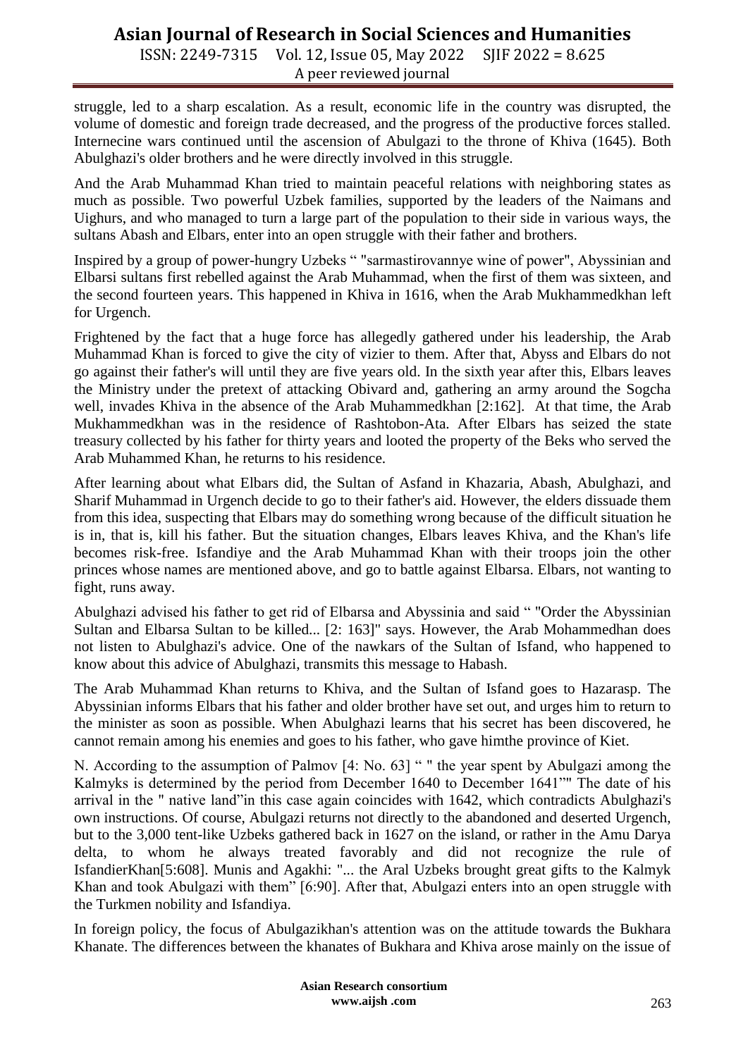struggle, led to a sharp escalation. As a result, economic life in the country was disrupted, the volume of domestic and foreign trade decreased, and the progress of the productive forces stalled. Internecine wars continued until the ascension of Abulgazi to the throne of Khiva (1645). Both Abulghazi's older brothers and he were directly involved in this struggle.

And the Arab Muhammad Khan tried to maintain peaceful relations with neighboring states as much as possible. Two powerful Uzbek families, supported by the leaders of the Naimans and Uighurs, and who managed to turn a large part of the population to their side in various ways, the sultans Abash and Elbars, enter into an open struggle with their father and brothers.

Inspired by a group of power-hungry Uzbeks " "sarmastirovannye wine of power", Abyssinian and Elbarsi sultans first rebelled against the Arab Muhammad, when the first of them was sixteen, and the second fourteen years. This happened in Khiva in 1616, when the Arab Mukhammedkhan left for Urgench.

Frightened by the fact that a huge force has allegedly gathered under his leadership, the Arab Muhammad Khan is forced to give the city of vizier to them. After that, Abyss and Elbars do not go against their father's will until they are five years old. In the sixth year after this, Elbars leaves the Ministry under the pretext of attacking Obivard and, gathering an army around the Sogcha well, invades Khiva in the absence of the Arab Muhammedkhan [2:162]. At that time, the Arab Mukhammedkhan was in the residence of Rashtobon-Ata. After Elbars has seized the state treasury collected by his father for thirty years and looted the property of the Beks who served the Arab Muhammed Khan, he returns to his residence.

After learning about what Elbars did, the Sultan of Asfand in Khazaria, Abash, Abulghazi, and Sharif Muhammad in Urgench decide to go to their father's aid. However, the elders dissuade them from this idea, suspecting that Elbars may do something wrong because of the difficult situation he is in, that is, kill his father. But the situation changes, Elbars leaves Khiva, and the Khan's life becomes risk-free. Isfandiye and the Arab Muhammad Khan with their troops join the other princes whose names are mentioned above, and go to battle against Elbarsa. Elbars, not wanting to fight, runs away.

Abulghazi advised his father to get rid of Elbarsa and Abyssinia and said " "Order the Abyssinian Sultan and Elbarsa Sultan to be killed... [2: 163]" says. However, the Arab Mohammedhan does not listen to Abulghazi's advice. One of the nawkars of the Sultan of Isfand, who happened to know about this advice of Abulghazi, transmits this message to Habash.

The Arab Muhammad Khan returns to Khiva, and the Sultan of Isfand goes to Hazarasp. The Abyssinian informs Elbars that his father and older brother have set out, and urges him to return to the minister as soon as possible. When Abulghazi learns that his secret has been discovered, he cannot remain among his enemies and goes to his father, who gave himthe province of Kiet.

N. According to the assumption of Palmov [4: No. 63] " " the year spent by Abulgazi among the Kalmyks is determined by the period from December 1640 to December 1641"" The date of his arrival in the " native land"in this case again coincides with 1642, which contradicts Abulghazi's own instructions. Of course, Abulgazi returns not directly to the abandoned and deserted Urgench, but to the 3,000 tent-like Uzbeks gathered back in 1627 on the island, or rather in the Amu Darya delta, to whom he always treated favorably and did not recognize the rule of IsfandierKhan[5:608]. Munis and Agakhi: "... the Aral Uzbeks brought great gifts to the Kalmyk Khan and took Abulgazi with them" [6:90]. After that, Abulgazi enters into an open struggle with the Turkmen nobility and Isfandiya.

In foreign policy, the focus of Abulgazikhan's attention was on the attitude towards the Bukhara Khanate. The differences between the khanates of Bukhara and Khiva arose mainly on the issue of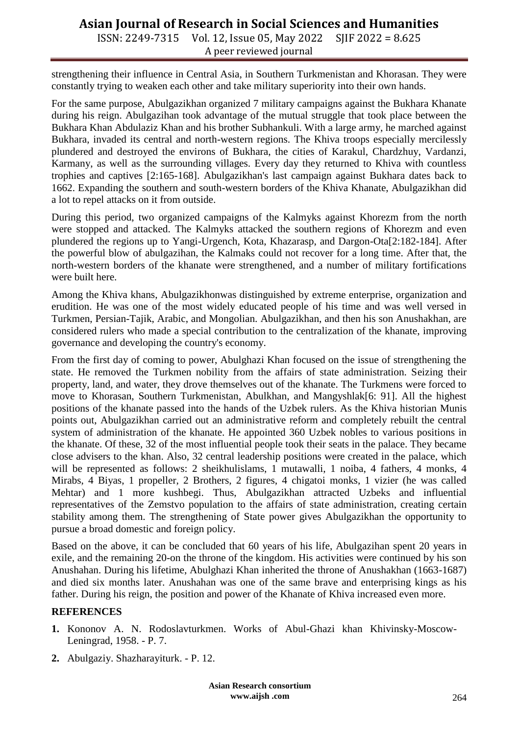strengthening their influence in Central Asia, in Southern Turkmenistan and Khorasan. They were constantly trying to weaken each other and take military superiority into their own hands.

For the same purpose, Abulgazikhan organized 7 military campaigns against the Bukhara Khanate during his reign. Abulgazihan took advantage of the mutual struggle that took place between the Bukhara Khan Abdulaziz Khan and his brother Subhankuli. With a large army, he marched against Bukhara, invaded its central and north-western regions. The Khiva troops especially mercilessly plundered and destroyed the environs of Bukhara, the cities of Karakul, Chardzhuy, Vardanzi, Karmany, as well as the surrounding villages. Every day they returned to Khiva with countless trophies and captives [2:165-168]. Abulgazikhan's last campaign against Bukhara dates back to 1662. Expanding the southern and south-western borders of the Khiva Khanate, Abulgazikhan did a lot to repel attacks on it from outside.

During this period, two organized campaigns of the Kalmyks against Khorezm from the north were stopped and attacked. The Kalmyks attacked the southern regions of Khorezm and even plundered the regions up to Yangi-Urgench, Kota, Khazarasp, and Dargon-Ota[2:182-184]. After the powerful blow of abulgazihan, the Kalmaks could not recover for a long time. After that, the north-western borders of the khanate were strengthened, and a number of military fortifications were built here.

Among the Khiva khans, Abulgazikhonwas distinguished by extreme enterprise, organization and erudition. He was one of the most widely educated people of his time and was well versed in Turkmen, Persian-Tajik, Arabic, and Mongolian. Abulgazikhan, and then his son Anushakhan, are considered rulers who made a special contribution to the centralization of the khanate, improving governance and developing the country's economy.

From the first day of coming to power, Abulghazi Khan focused on the issue of strengthening the state. He removed the Turkmen nobility from the affairs of state administration. Seizing their property, land, and water, they drove themselves out of the khanate. The Turkmens were forced to move to Khorasan, Southern Turkmenistan, Abulkhan, and Mangyshlak[6: 91]. All the highest positions of the khanate passed into the hands of the Uzbek rulers. As the Khiva historian Munis points out, Abulgazikhan carried out an administrative reform and completely rebuilt the central system of administration of the khanate. He appointed 360 Uzbek nobles to various positions in the khanate. Of these, 32 of the most influential people took their seats in the palace. They became close advisers to the khan. Also, 32 central leadership positions were created in the palace, which will be represented as follows: 2 sheikhulislams, 1 mutawalli, 1 noiba, 4 fathers, 4 monks, 4 Mirabs, 4 Biyas, 1 propeller, 2 Brothers, 2 figures, 4 chigatoi monks, 1 vizier (he was called Mehtar) and 1 more kushbegi. Thus, Abulgazikhan attracted Uzbeks and influential representatives of the Zemstvo population to the affairs of state administration, creating certain stability among them. The strengthening of State power gives Abulgazikhan the opportunity to pursue a broad domestic and foreign policy.

Based on the above, it can be concluded that 60 years of his life, Abulgazihan spent 20 years in exile, and the remaining 20-on the throne of the kingdom. His activities were continued by his son Anushahan. During his lifetime, Abulghazi Khan inherited the throne of Anushakhan (1663-1687) and died six months later. Anushahan was one of the same brave and enterprising kings as his father. During his reign, the position and power of the Khanate of Khiva increased even more.

## REFERENCES

1. Kononov A. N. Rodoslavturkmen. Works of Abul-Ghazi khan Khivinsky-Moscow-Leningrad, 1958. - P. 7.
2. Abulgaziy. Shazharayiturk. - P. 12.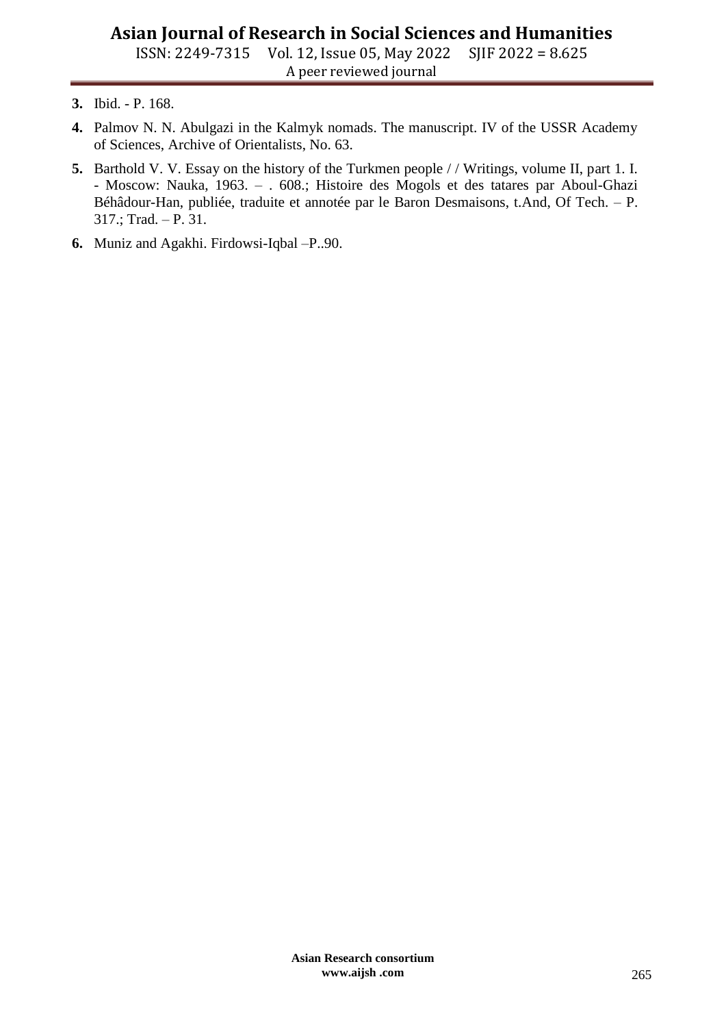3. Ibid. - P. 168.
4. Palmov N. N. Abulgazi in the Kalmyk nomads. The manuscript. IV of the USSR Academy of Sciences, Archive of Orientalists, No. 63.
5. Barthold V. V. Essay on the history of the Turkmen people / / Writings, volume II, part 1. I. - Moscow: Nauka, 1963. – . 608.; Histoire des Mogols et des tatares par Aboul-Ghazi Béhâdour-Han, publiée, traduite et annotée par le Baron Desmaisons, t.And, Of Tech. – P. 317.; Trad. – P. 31.
6. Muniz and Agakhi. Firdowsi-Iqbal –P..90.